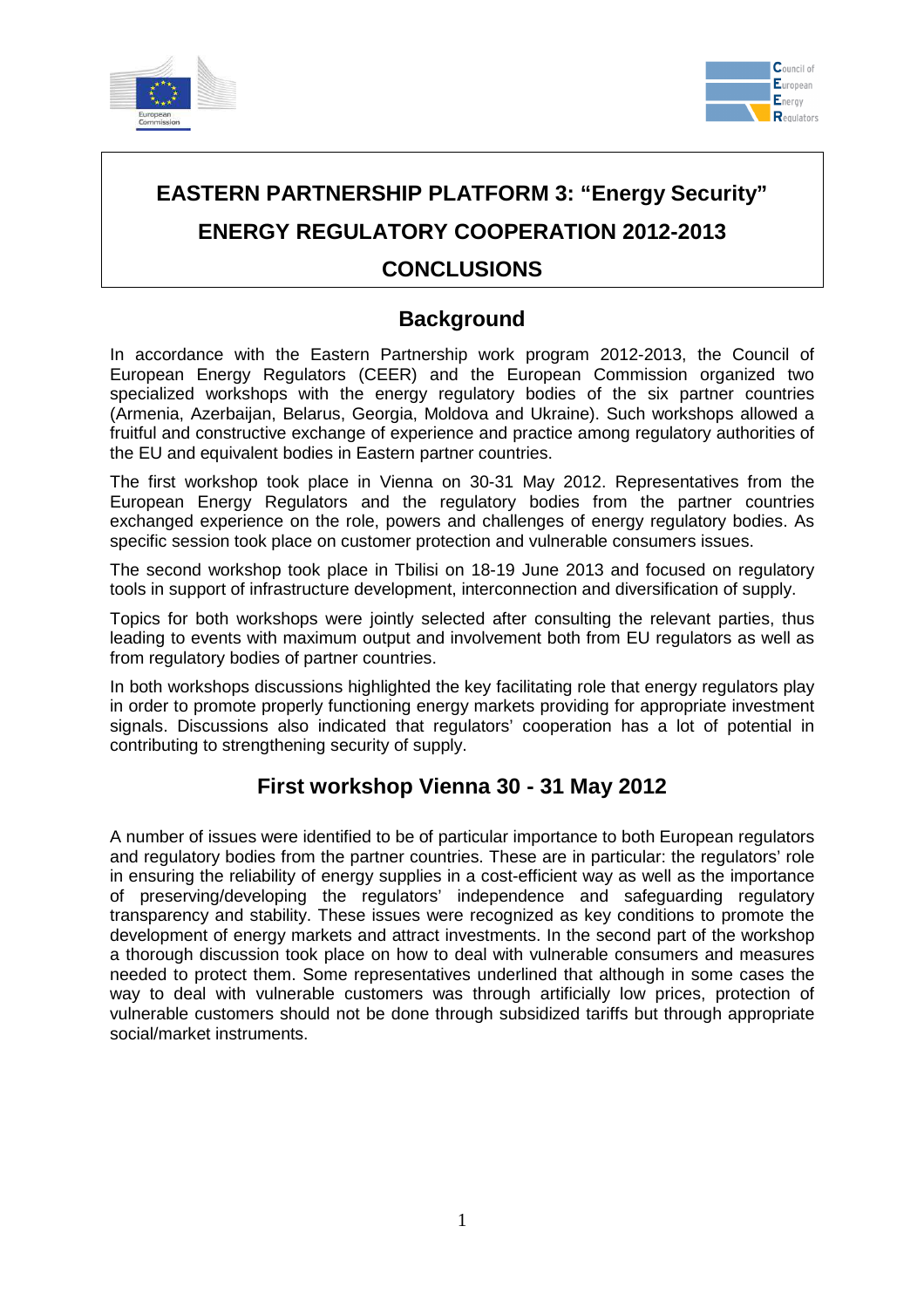# EASTERN PARTNERSHIP PLATFORM 3: "Energy Security"

# ENERGY REGULATORY COOPERATION 2012-2013

# CONCLUSIONS

## Background

In accordance with the Eastern Partnership work program 2012-2013, the Council of European Energy Regulators (CEER) and the European Commission organized two specialized workshops with the energy regulatory bodies of the six partner countries (Armenia, Azerbaijan, Belarus, Georgia, Moldova and Ukraine). Such workshops allowed a fruitful and constructive exchange of experience and practice among regulatory authorities of the EU and equivalent bodies in Eastern partner countries.

The first workshop took place in Vienna on 30-31 May 2012. Representatives from the European Energy Regulators and the regulatory bodies from the partner countries exchanged experience on the role, powers and challenges of energy regulatory bodies. As specific session took place on customer protection and vulnerable consumers issues.

The second workshop took place in Tbilisi on 18-19 June 2013 and focused on regulatory tools in support of infrastructure development, interconnection and diversification of supply.

Topics for both workshops were jointly selected after consulting the relevant parties, thus leading to events with maximum output and involvement both from EU regulators as well as from regulatory bodies of partner countries.

In both workshops discussions highlighted the key facilitating role that energy regulators play in order to promote properly functioning energy markets providing for appropriate investment signals. Discussions also indicated that regulators' cooperation has a lot of potential in contributing to strengthening security of supply.

## First workshop Vienna 30 - 31 May 2012

A number of issues were identified to be of particular importance to both European regulators and regulatory bodies from the partner countries. These are in particular: the regulators' role in ensuring the reliability of energy supplies in a cost-efficient way as well as the importance of preserving/developing the regulators' independence and safeguarding regulatory transparency and stability. These issues were recognized as key conditions to promote the development of energy markets and attract investments. In the second part of the workshop a thorough discussion took place on how to deal with vulnerable consumers and measures needed to protect them. Some representatives underlined that although in some cases the way to deal with vulnerable customers was through artificially low prices, protection of vulnerable customers should not be done through subsidized tariffs but through appropriate social/market instruments.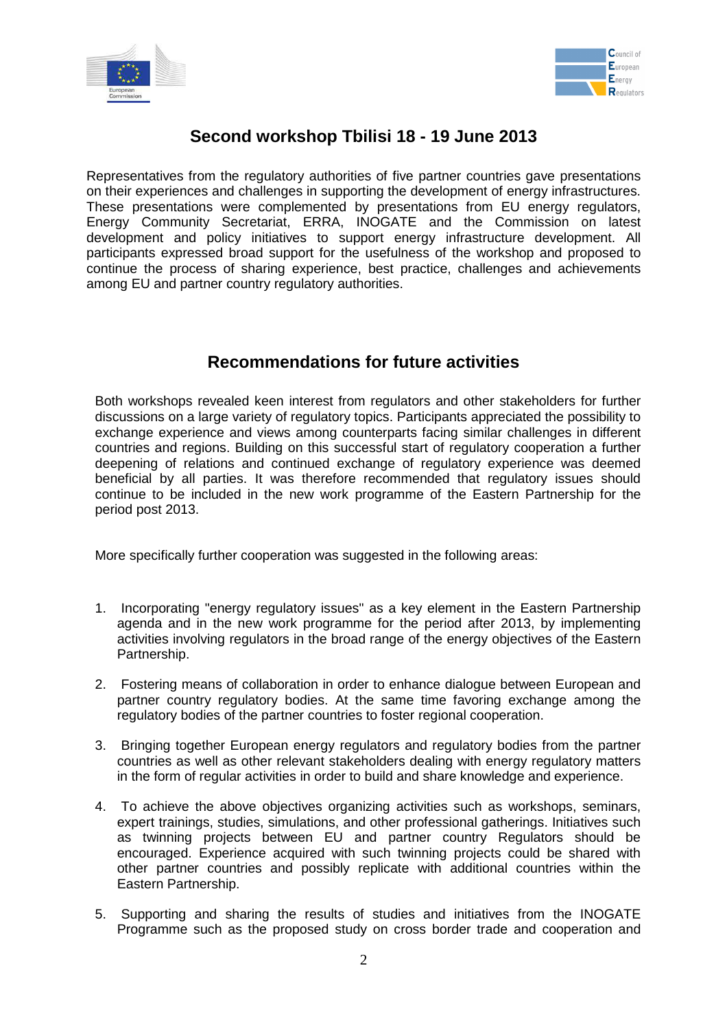## Second workshop Tbilisi 18 - 19 June 2013

Representatives from the regulatory authorities of five partner countries gave presentations on their experiences and challenges in supporting the development of energy infrastructures. These presentations were complemented by presentations from EU energy regulators, Energy Community Secretariat, ERRA, INOGATE and the Commission on latest development and policy initiatives to support energy infrastructure development. All participants expressed broad support for the usefulness of the workshop and proposed to continue the process of sharing experience, best practice, challenges and achievements among EU and partner country regulatory authorities.

## Recommendations for future activities

Both workshops revealed keen interest from regulators and other stakeholders for further discussions on a large variety of regulatory topics. Participants appreciated the possibility to exchange experience and views among counterparts facing similar challenges in different countries and regions. Building on this successful start of regulatory cooperation a further deepening of relations and continued exchange of regulatory experience was deemed beneficial by all parties. It was therefore recommended that regulatory issues should continue to be included in the new work programme of the Eastern Partnership for the period post 2013.

More specifically further cooperation was suggested in the following areas:

1. Incorporating "energy regulatory issues" as a key element in the Eastern Partnership agenda and in the new work programme for the period after 2013, by implementing activities involving regulators in the broad range of the energy objectives of the Eastern Partnership.

2. Fostering means of collaboration in order to enhance dialogue between European and partner country regulatory bodies. At the same time favoring exchange among the regulatory bodies of the partner countries to foster regional cooperation.

3. Bringing together European energy regulators and regulatory bodies from the partner countries as well as other relevant stakeholders dealing with energy regulatory matters in the form of regular activities in order to build and share knowledge and experience.

4. To achieve the above objectives organizing activities such as workshops, seminars, expert trainings, studies, simulations, and other professional gatherings. Initiatives such as twinning projects between EU and partner country Regulators should be encouraged. Experience acquired with such twinning projects could be shared with other partner countries and possibly replicate with additional countries within the Eastern Partnership.

5. Supporting and sharing the results of studies and initiatives from the INOGATE Programme such as the proposed study on cross border trade and cooperation and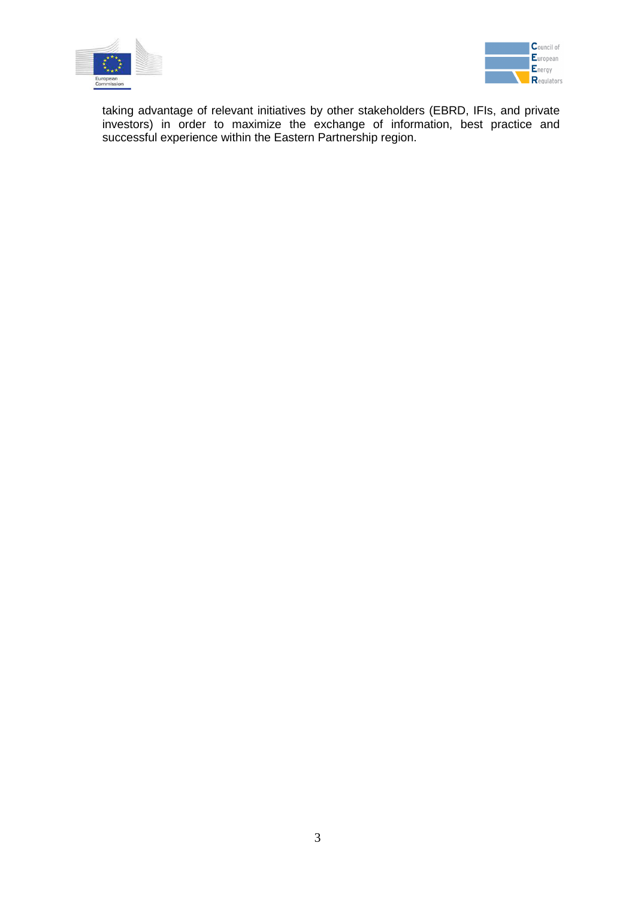taking advantage of relevant initiatives by other stakeholders (EBRD, IFIs, and private investors) in order to maximize the exchange of information, best practice and successful experience within the Eastern Partnership region.